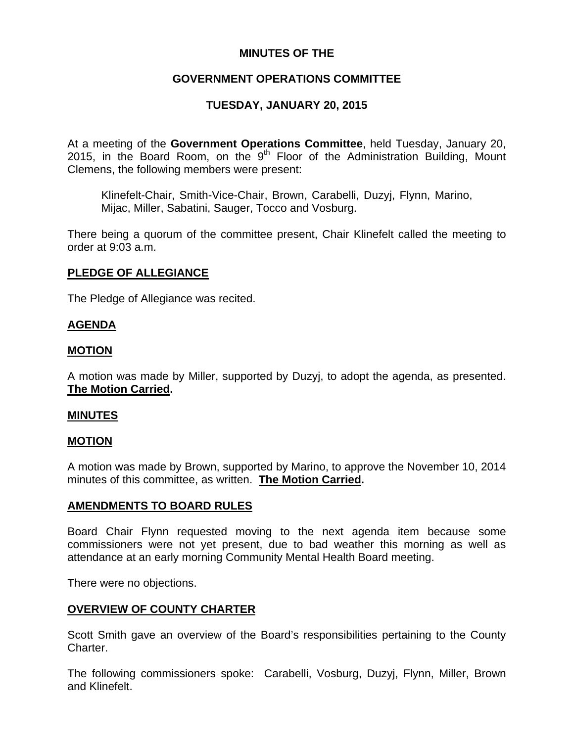# MINUTES OF THE

# GOVERNMENT OPERATIONS COMMITTEE

# TUESDAY, JANUARY 20, 2015

At a meeting of the **Government Operations Committee**, held Tuesday, January 20, 2015, in the Board Room, on the 9th Floor of the Administration Building, Mount Clemens, the following members were present:

> Klinefelt-Chair, Smith-Vice-Chair, Brown, Carabelli, Duzyj, Flynn, Marino, Mijac, Miller, Sabatini, Sauger, Tocco and Vosburg.

There being a quorum of the committee present, Chair Klinefelt called the meeting to order at 9:03 a.m.

## PLEDGE OF ALLEGIANCE

The Pledge of Allegiance was recited.

## AGENDA

## MOTION

A motion was made by Miller, supported by Duzyj, to adopt the agenda, as presented. **The Motion Carried.**

## MINUTES

## MOTION

A motion was made by Brown, supported by Marino, to approve the November 10, 2014 minutes of this committee, as written. **The Motion Carried.**

## AMENDMENTS TO BOARD RULES

Board Chair Flynn requested moving to the next agenda item because some commissioners were not yet present, due to bad weather this morning as well as attendance at an early morning Community Mental Health Board meeting.

There were no objections.

## OVERVIEW OF COUNTY CHARTER

Scott Smith gave an overview of the Board's responsibilities pertaining to the County Charter.

The following commissioners spoke: Carabelli, Vosburg, Duzyj, Flynn, Miller, Brown and Klinefelt.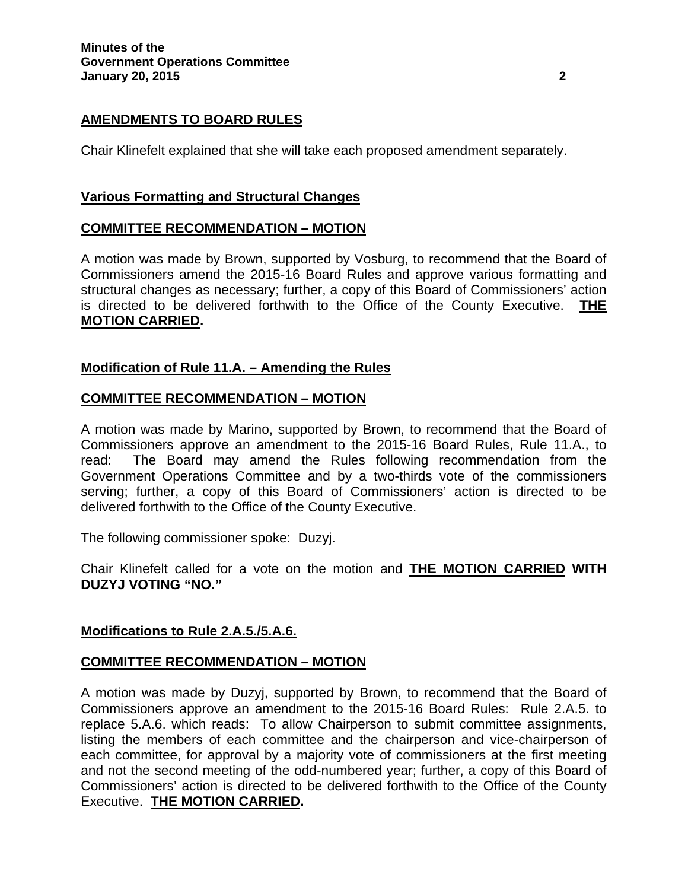## AMENDMENTS TO BOARD RULES

Chair Klinefelt explained that she will take each proposed amendment separately.

### Various Formatting and Structural Changes

### COMMITTEE RECOMMENDATION – MOTION

A motion was made by Brown, supported by Vosburg, to recommend that the Board of Commissioners amend the 2015-16 Board Rules and approve various formatting and structural changes as necessary; further, a copy of this Board of Commissioners' action is directed to be delivered forthwith to the Office of the County Executive. **THE MOTION CARRIED.**

### Modification of Rule 11.A. – Amending the Rules

### COMMITTEE RECOMMENDATION – MOTION

A motion was made by Marino, supported by Brown, to recommend that the Board of Commissioners approve an amendment to the 2015-16 Board Rules, Rule 11.A., to read: The Board may amend the Rules following recommendation from the Government Operations Committee and by a two-thirds vote of the commissioners serving; further, a copy of this Board of Commissioners' action is directed to be delivered forthwith to the Office of the County Executive.

The following commissioner spoke: Duzyj.

Chair Klinefelt called for a vote on the motion and **THE MOTION CARRIED WITH DUZYJ VOTING "NO."**

### Modifications to Rule 2.A.5./5.A.6.

### COMMITTEE RECOMMENDATION – MOTION

A motion was made by Duzyj, supported by Brown, to recommend that the Board of Commissioners approve an amendment to the 2015-16 Board Rules: Rule 2.A.5. to replace 5.A.6. which reads: To allow Chairperson to submit committee assignments, listing the members of each committee and the chairperson and vice-chairperson of each committee, for approval by a majority vote of commissioners at the first meeting and not the second meeting of the odd-numbered year; further, a copy of this Board of Commissioners' action is directed to be delivered forthwith to the Office of the County Executive. **THE MOTION CARRIED.**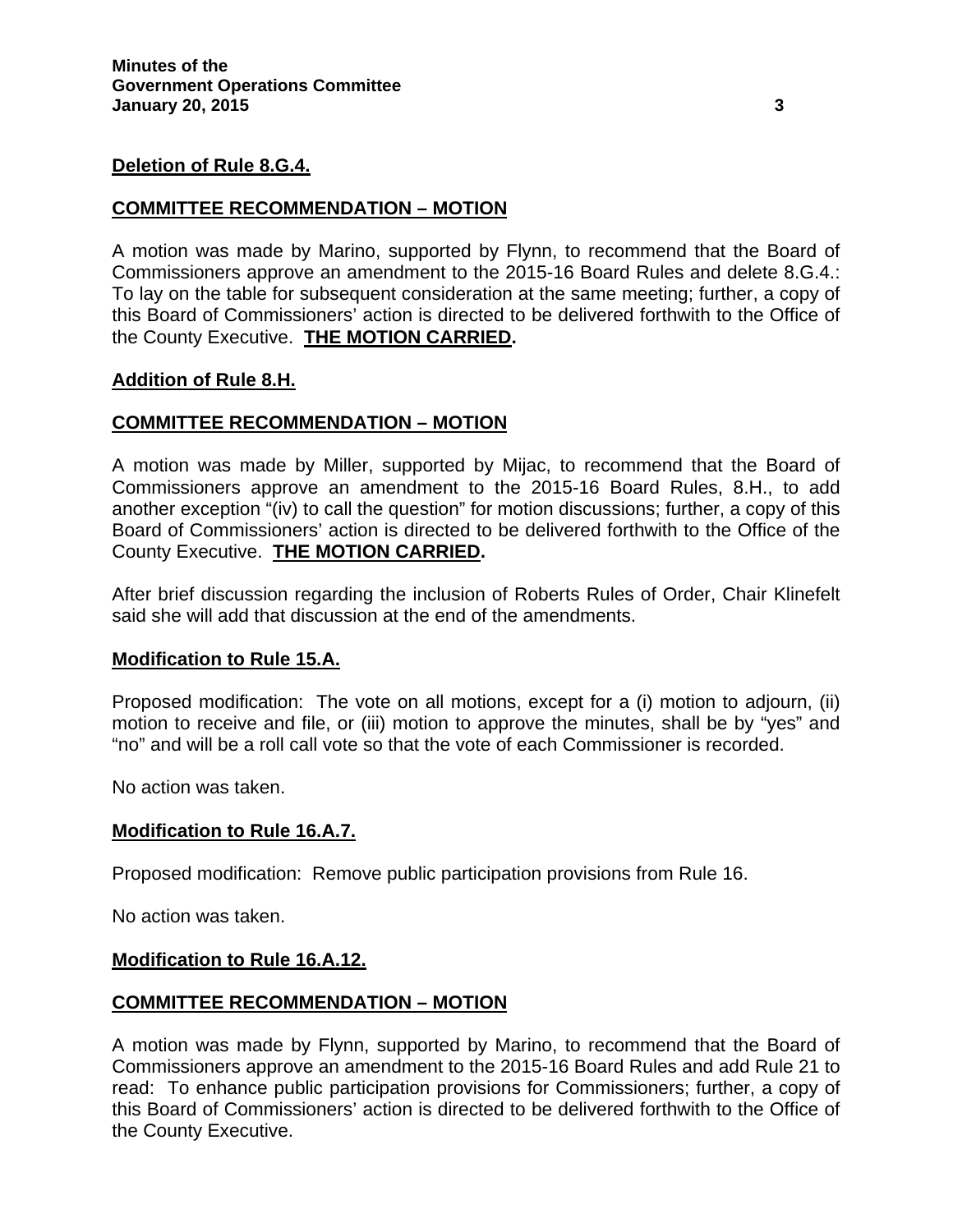**Deletion of Rule 8.G.4.**

**COMMITTEE RECOMMENDATION – MOTION**

A motion was made by Marino, supported by Flynn, to recommend that the Board of Commissioners approve an amendment to the 2015-16 Board Rules and delete 8.G.4.: To lay on the table for subsequent consideration at the same meeting; further, a copy of this Board of Commissioners' action is directed to be delivered forthwith to the Office of the County Executive. **THE MOTION CARRIED.**

**Addition of Rule 8.H.**

**COMMITTEE RECOMMENDATION – MOTION**

A motion was made by Miller, supported by Mijac, to recommend that the Board of Commissioners approve an amendment to the 2015-16 Board Rules, 8.H., to add another exception "(iv) to call the question" for motion discussions; further, a copy of this Board of Commissioners' action is directed to be delivered forthwith to the Office of the County Executive. **THE MOTION CARRIED.**

After brief discussion regarding the inclusion of Roberts Rules of Order, Chair Klinefelt said she will add that discussion at the end of the amendments.

**Modification to Rule 15.A.**

Proposed modification: The vote on all motions, except for a (i) motion to adjourn, (ii) motion to receive and file, or (iii) motion to approve the minutes, shall be by "yes" and "no" and will be a roll call vote so that the vote of each Commissioner is recorded.

No action was taken.

**Modification to Rule 16.A.7.**

Proposed modification: Remove public participation provisions from Rule 16.

No action was taken.

**Modification to Rule 16.A.12.**

**COMMITTEE RECOMMENDATION – MOTION**

A motion was made by Flynn, supported by Marino, to recommend that the Board of Commissioners approve an amendment to the 2015-16 Board Rules and add Rule 21 to read: To enhance public participation provisions for Commissioners; further, a copy of this Board of Commissioners' action is directed to be delivered forthwith to the Office of the County Executive.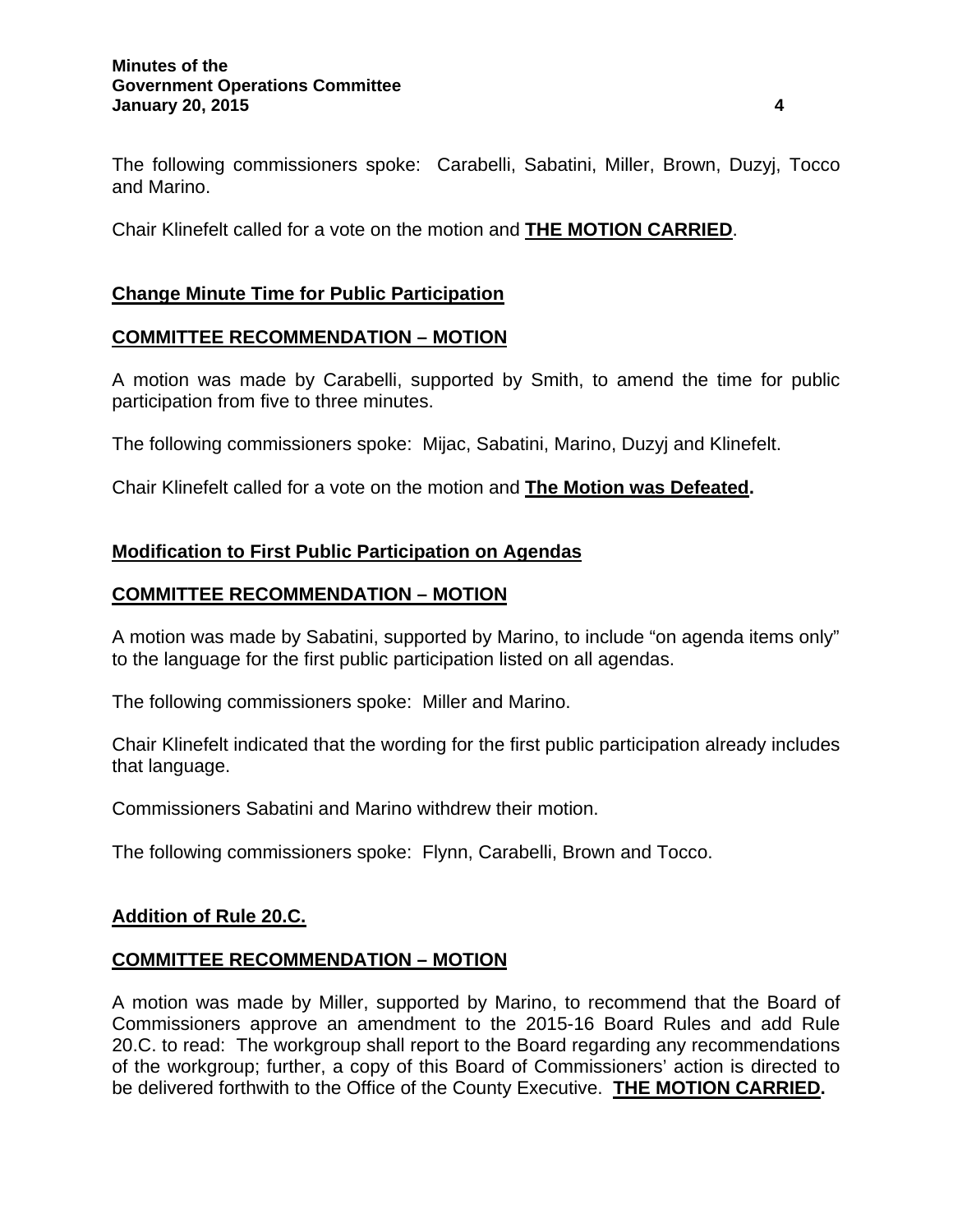The following commissioners spoke: Carabelli, Sabatini, Miller, Brown, Duzyj, Tocco and Marino.

Chair Klinefelt called for a vote on the motion and **THE MOTION CARRIED**.

**Change Minute Time for Public Participation**

**COMMITTEE RECOMMENDATION – MOTION**

A motion was made by Carabelli, supported by Smith, to amend the time for public participation from five to three minutes.

The following commissioners spoke: Mijac, Sabatini, Marino, Duzyj and Klinefelt.

Chair Klinefelt called for a vote on the motion and **The Motion was Defeated.**

**Modification to First Public Participation on Agendas**

**COMMITTEE RECOMMENDATION – MOTION**

A motion was made by Sabatini, supported by Marino, to include "on agenda items only" to the language for the first public participation listed on all agendas.

The following commissioners spoke: Miller and Marino.

Chair Klinefelt indicated that the wording for the first public participation already includes that language.

Commissioners Sabatini and Marino withdrew their motion.

The following commissioners spoke: Flynn, Carabelli, Brown and Tocco.

**Addition of Rule 20.C.**

**COMMITTEE RECOMMENDATION – MOTION**

A motion was made by Miller, supported by Marino, to recommend that the Board of Commissioners approve an amendment to the 2015-16 Board Rules and add Rule 20.C. to read: The workgroup shall report to the Board regarding any recommendations of the workgroup; further, a copy of this Board of Commissioners' action is directed to be delivered forthwith to the Office of the County Executive. **THE MOTION CARRIED.**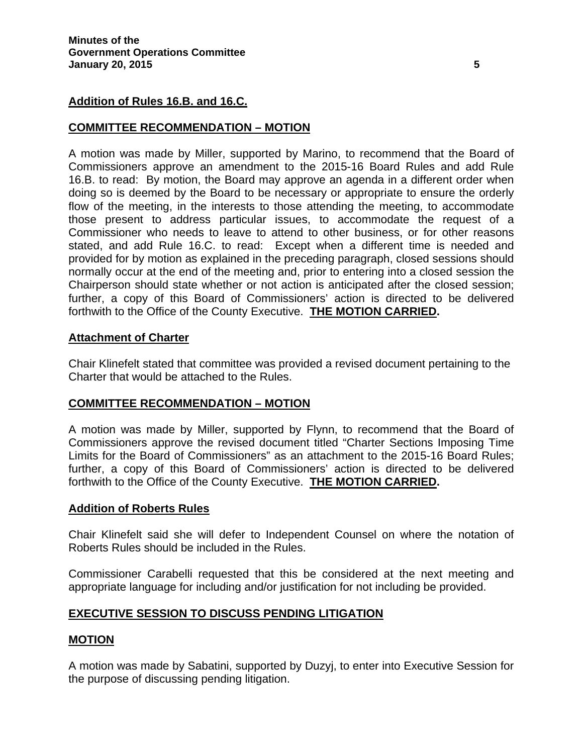**Addition of Rules 16.B. and 16.C.**

**COMMITTEE RECOMMENDATION – MOTION**

A motion was made by Miller, supported by Marino, to recommend that the Board of Commissioners approve an amendment to the 2015-16 Board Rules and add Rule 16.B. to read: By motion, the Board may approve an agenda in a different order when doing so is deemed by the Board to be necessary or appropriate to ensure the orderly flow of the meeting, in the interests to those attending the meeting, to accommodate those present to address particular issues, to accommodate the request of a Commissioner who needs to leave to attend to other business, or for other reasons stated, and add Rule 16.C. to read: Except when a different time is needed and provided for by motion as explained in the preceding paragraph, closed sessions should normally occur at the end of the meeting and, prior to entering into a closed session the Chairperson should state whether or not action is anticipated after the closed session; further, a copy of this Board of Commissioners' action is directed to be delivered forthwith to the Office of the County Executive. **THE MOTION CARRIED.**

**Attachment of Charter**

Chair Klinefelt stated that committee was provided a revised document pertaining to the Charter that would be attached to the Rules.

**COMMITTEE RECOMMENDATION – MOTION**

A motion was made by Miller, supported by Flynn, to recommend that the Board of Commissioners approve the revised document titled "Charter Sections Imposing Time Limits for the Board of Commissioners" as an attachment to the 2015-16 Board Rules; further, a copy of this Board of Commissioners' action is directed to be delivered forthwith to the Office of the County Executive. **THE MOTION CARRIED.**

**Addition of Roberts Rules**

Chair Klinefelt said she will defer to Independent Counsel on where the notation of Roberts Rules should be included in the Rules.

Commissioner Carabelli requested that this be considered at the next meeting and appropriate language for including and/or justification for not including be provided.

**EXECUTIVE SESSION TO DISCUSS PENDING LITIGATION**

**MOTION**

A motion was made by Sabatini, supported by Duzyj, to enter into Executive Session for the purpose of discussing pending litigation.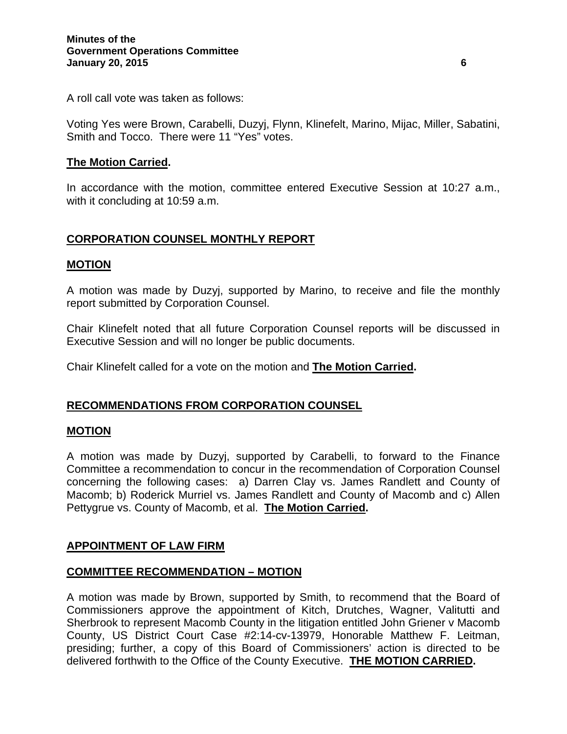A roll call vote was taken as follows:

Voting Yes were Brown, Carabelli, Duzyj, Flynn, Klinefelt, Marino, Mijac, Miller, Sabatini, Smith and Tocco. There were 11 "Yes" votes.

**The Motion Carried.**

In accordance with the motion, committee entered Executive Session at 10:27 a.m., with it concluding at 10:59 a.m.

## CORPORATION COUNSEL MONTHLY REPORT

### MOTION

A motion was made by Duzyj, supported by Marino, to receive and file the monthly report submitted by Corporation Counsel.

Chair Klinefelt noted that all future Corporation Counsel reports will be discussed in Executive Session and will no longer be public documents.

Chair Klinefelt called for a vote on the motion and **The Motion Carried.**

## RECOMMENDATIONS FROM CORPORATION COUNSEL

### MOTION

A motion was made by Duzyj, supported by Carabelli, to forward to the Finance Committee a recommendation to concur in the recommendation of Corporation Counsel concerning the following cases: a) Darren Clay vs. James Randlett and County of Macomb; b) Roderick Murriel vs. James Randlett and County of Macomb and c) Allen Pettygrue vs. County of Macomb, et al. **The Motion Carried.**

## APPOINTMENT OF LAW FIRM

### COMMITTEE RECOMMENDATION – MOTION

A motion was made by Brown, supported by Smith, to recommend that the Board of Commissioners approve the appointment of Kitch, Drutches, Wagner, Valitutti and Sherbrook to represent Macomb County in the litigation entitled John Griener v Macomb County, US District Court Case #2:14-cv-13979, Honorable Matthew F. Leitman, presiding; further, a copy of this Board of Commissioners' action is directed to be delivered forthwith to the Office of the County Executive. **THE MOTION CARRIED.**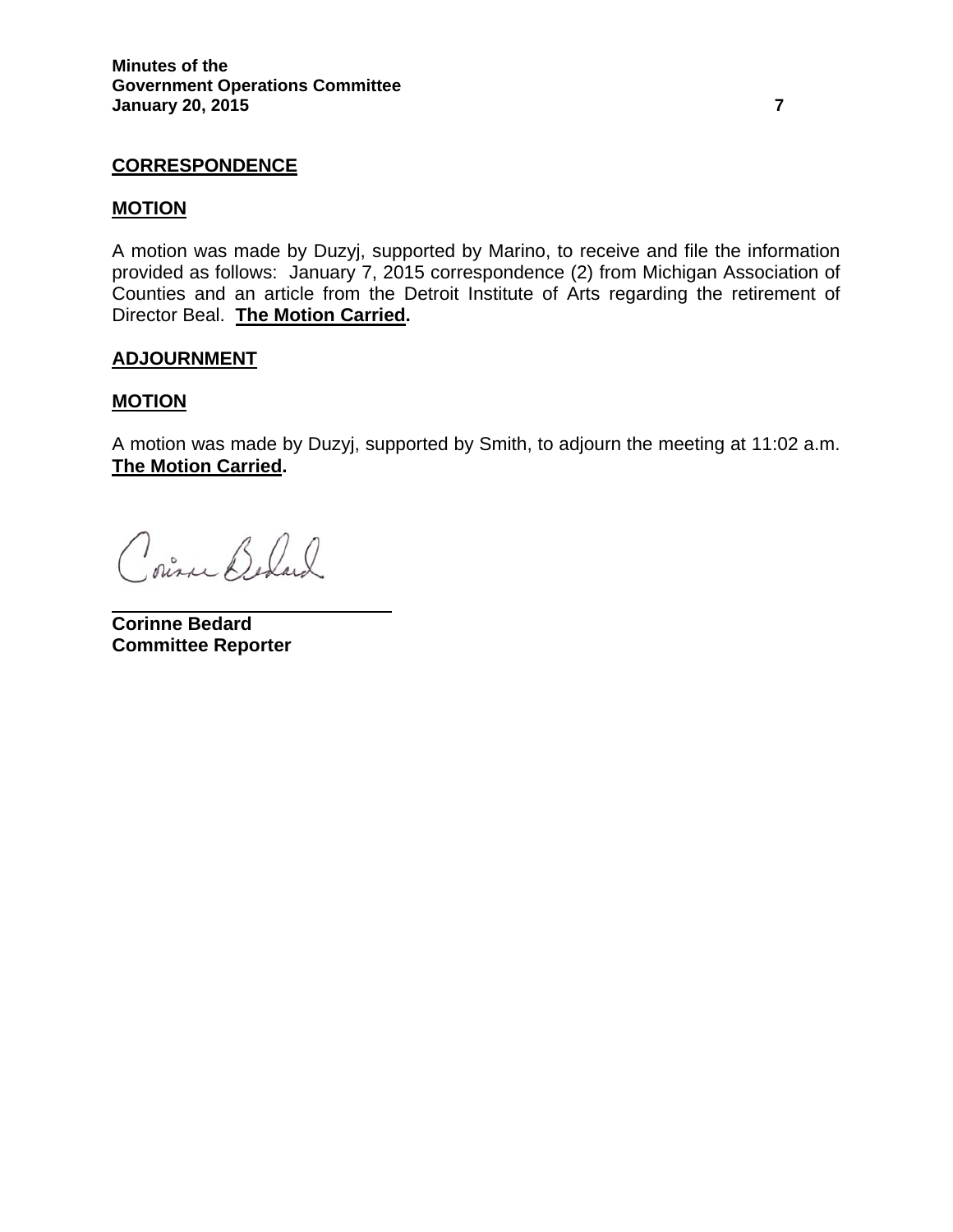**CORRESPONDENCE**

**MOTION**

A motion was made by Duzyj, supported by Marino, to receive and file the information provided as follows: January 7, 2015 correspondence (2) from Michigan Association of Counties and an article from the Detroit Institute of Arts regarding the retirement of Director Beal. **The Motion Carried.**

**ADJOURNMENT**

**MOTION**

A motion was made by Duzyj, supported by Smith, to adjourn the meeting at 11:02 a.m. **The Motion Carried.**

Corinne Bedard

**Corinne Bedard**
**Committee Reporter**